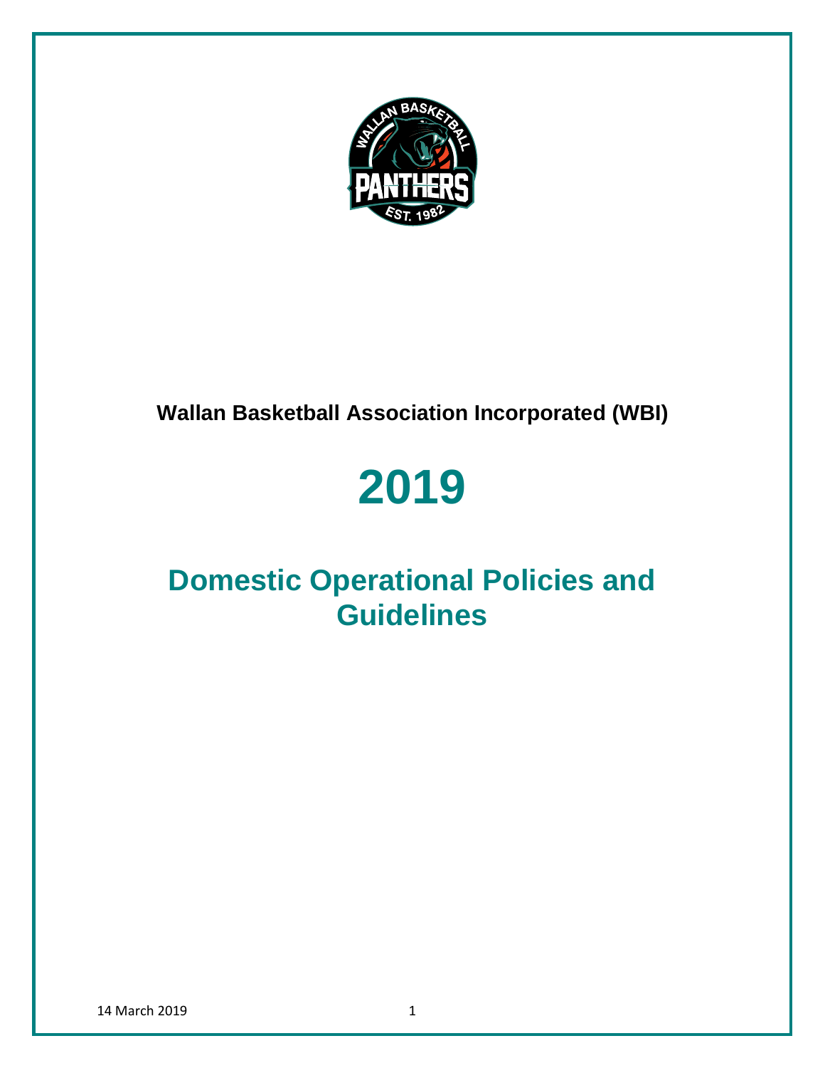**Wallan Basketball Association Incorporated (WBI)**

# 2019

# Domestic Operational Policies and Guidelines

14 March 2019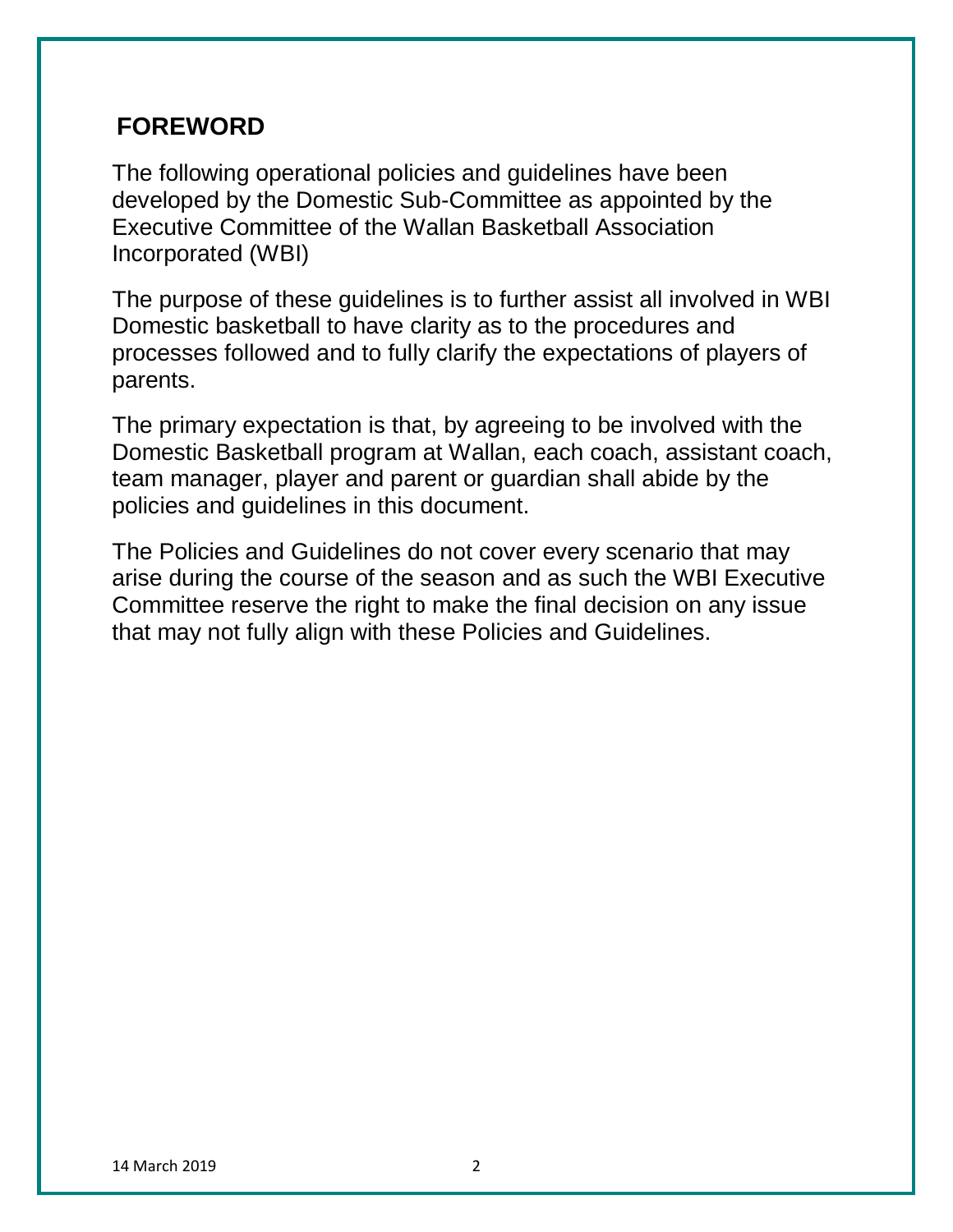## FOREWORD

The following operational policies and guidelines have been developed by the Domestic Sub-Committee as appointed by the Executive Committee of the Wallan Basketball Association Incorporated (WBI)

The purpose of these guidelines is to further assist all involved in WBI Domestic basketball to have clarity as to the procedures and processes followed and to fully clarify the expectations of players of parents.

The primary expectation is that, by agreeing to be involved with the Domestic Basketball program at Wallan, each coach, assistant coach, team manager, player and parent or guardian shall abide by the policies and guidelines in this document.

The Policies and Guidelines do not cover every scenario that may arise during the course of the season and as such the WBI Executive Committee reserve the right to make the final decision on any issue that may not fully align with these Policies and Guidelines.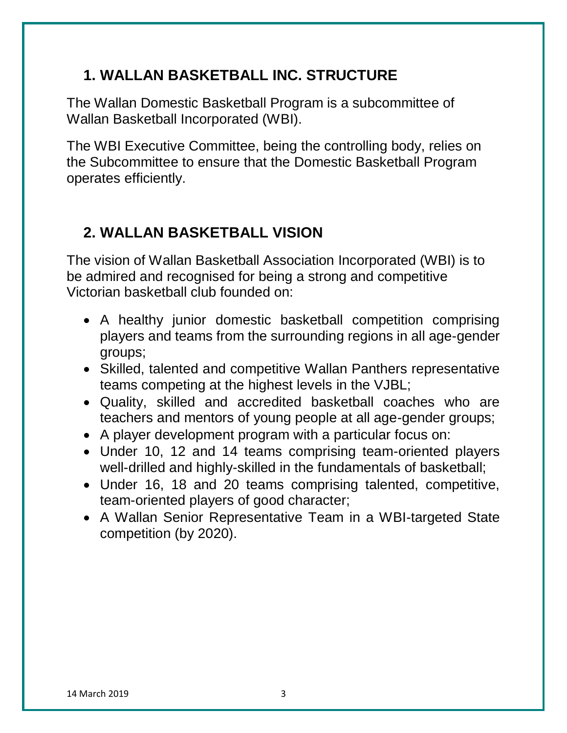## 1. WALLAN BASKETBALL INC. STRUCTURE

The Wallan Domestic Basketball Program is a subcommittee of Wallan Basketball Incorporated (WBI).

The WBI Executive Committee, being the controlling body, relies on the Subcommittee to ensure that the Domestic Basketball Program operates efficiently.

## 2. WALLAN BASKETBALL VISION

The vision of Wallan Basketball Association Incorporated (WBI) is to be admired and recognised for being a strong and competitive Victorian basketball club founded on:

- A healthy junior domestic basketball competition comprising players and teams from the surrounding regions in all age-gender groups;
- Skilled, talented and competitive Wallan Panthers representative teams competing at the highest levels in the VJBL;
- Quality, skilled and accredited basketball coaches who are teachers and mentors of young people at all age-gender groups;
- A player development program with a particular focus on:
- Under 10, 12 and 14 teams comprising team-oriented players well-drilled and highly-skilled in the fundamentals of basketball;
- Under 16, 18 and 20 teams comprising talented, competitive, team-oriented players of good character;
- A Wallan Senior Representative Team in a WBI-targeted State competition (by 2020).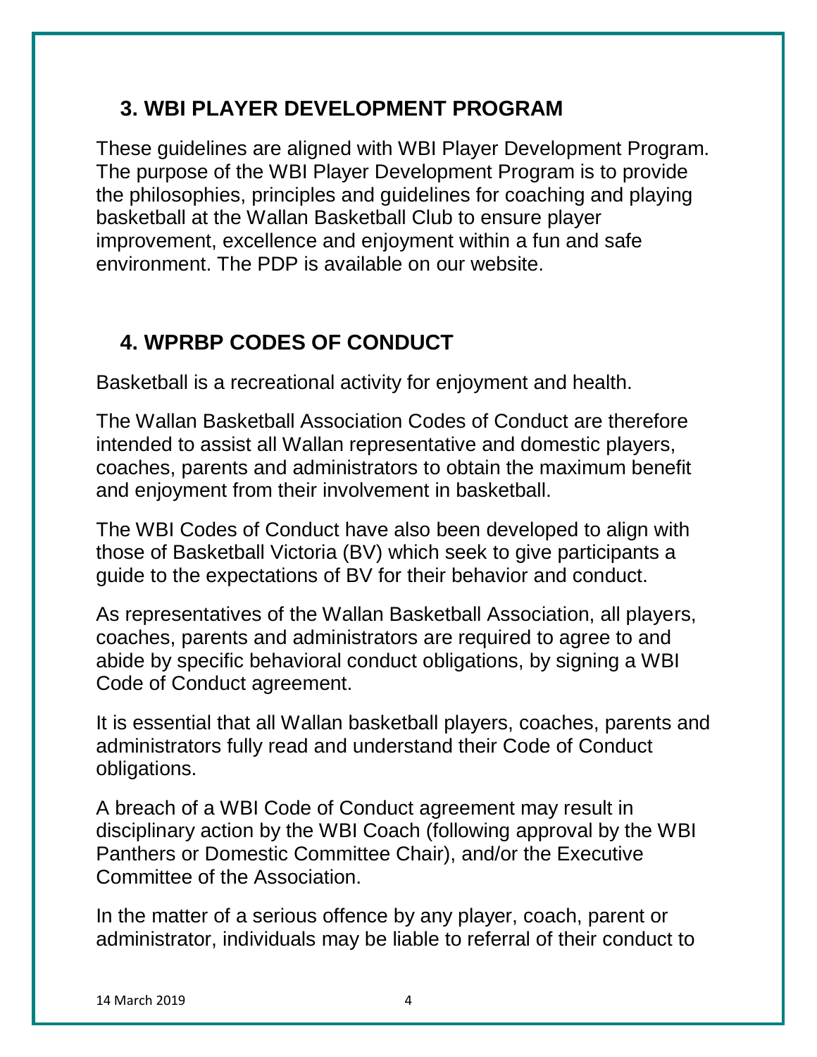## 3. WBI PLAYER DEVELOPMENT PROGRAM

These guidelines are aligned with WBI Player Development Program. The purpose of the WBI Player Development Program is to provide the philosophies, principles and guidelines for coaching and playing basketball at the Wallan Basketball Club to ensure player improvement, excellence and enjoyment within a fun and safe environment. The PDP is available on our website.

## 4. WPRBP CODES OF CONDUCT

Basketball is a recreational activity for enjoyment and health.

The Wallan Basketball Association Codes of Conduct are therefore intended to assist all Wallan representative and domestic players, coaches, parents and administrators to obtain the maximum benefit and enjoyment from their involvement in basketball.

The WBI Codes of Conduct have also been developed to align with those of Basketball Victoria (BV) which seek to give participants a guide to the expectations of BV for their behavior and conduct.

As representatives of the Wallan Basketball Association, all players, coaches, parents and administrators are required to agree to and abide by specific behavioral conduct obligations, by signing a WBI Code of Conduct agreement.

It is essential that all Wallan basketball players, coaches, parents and administrators fully read and understand their Code of Conduct obligations.

A breach of a WBI Code of Conduct agreement may result in disciplinary action by the WBI Coach (following approval by the WBI Panthers or Domestic Committee Chair), and/or the Executive Committee of the Association.

In the matter of a serious offence by any player, coach, parent or administrator, individuals may be liable to referral of their conduct to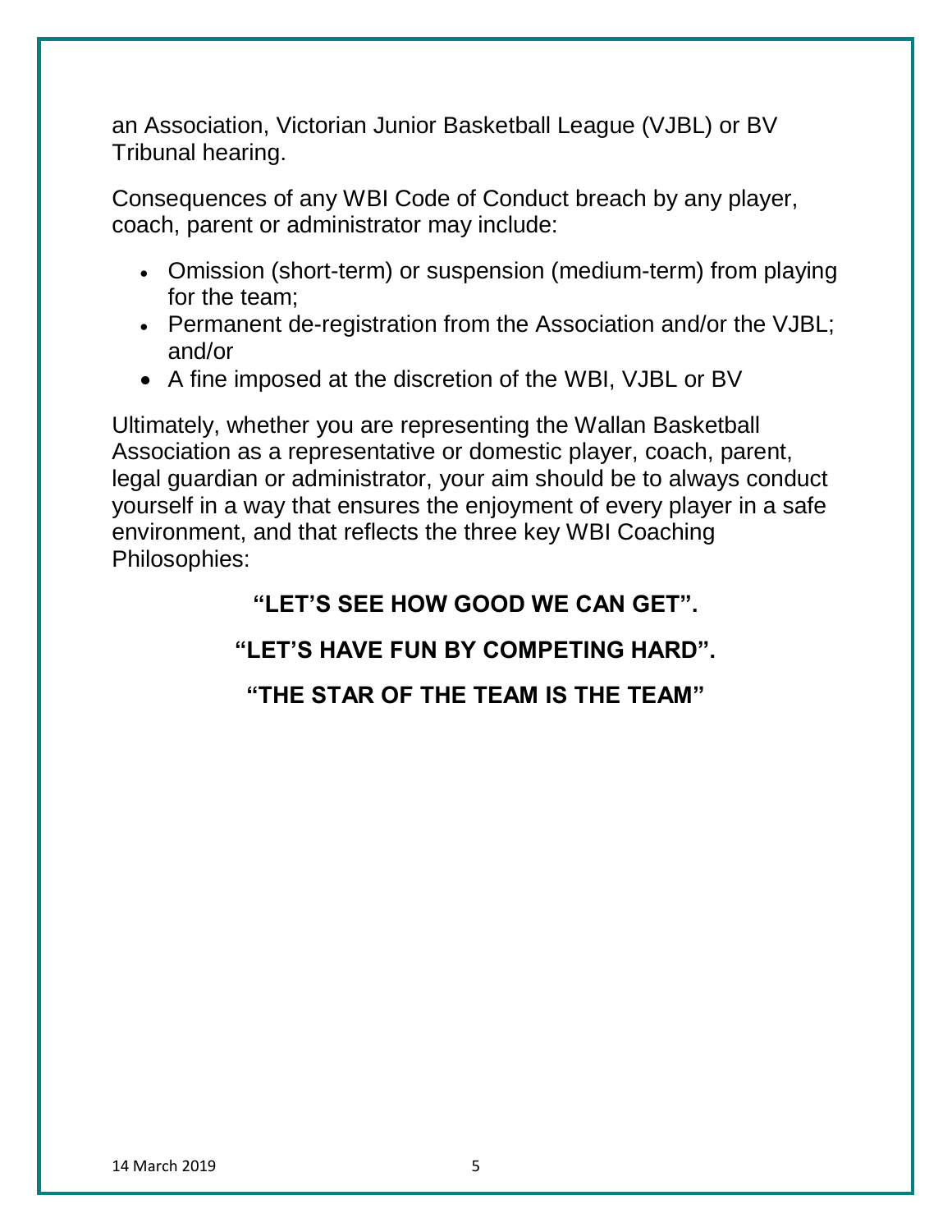an Association, Victorian Junior Basketball League (VJBL) or BV Tribunal hearing.

Consequences of any WBI Code of Conduct breach by any player, coach, parent or administrator may include:

- Omission (short-term) or suspension (medium-term) from playing for the team;
- Permanent de-registration from the Association and/or the VJBL; and/or
- A fine imposed at the discretion of the WBI, VJBL or BV

Ultimately, whether you are representing the Wallan Basketball Association as a representative or domestic player, coach, parent, legal guardian or administrator, your aim should be to always conduct yourself in a way that ensures the enjoyment of every player in a safe environment, and that reflects the three key WBI Coaching Philosophies:

**"LET'S SEE HOW GOOD WE CAN GET".**

**"LET'S HAVE FUN BY COMPETING HARD".**

**"THE STAR OF THE TEAM IS THE TEAM"**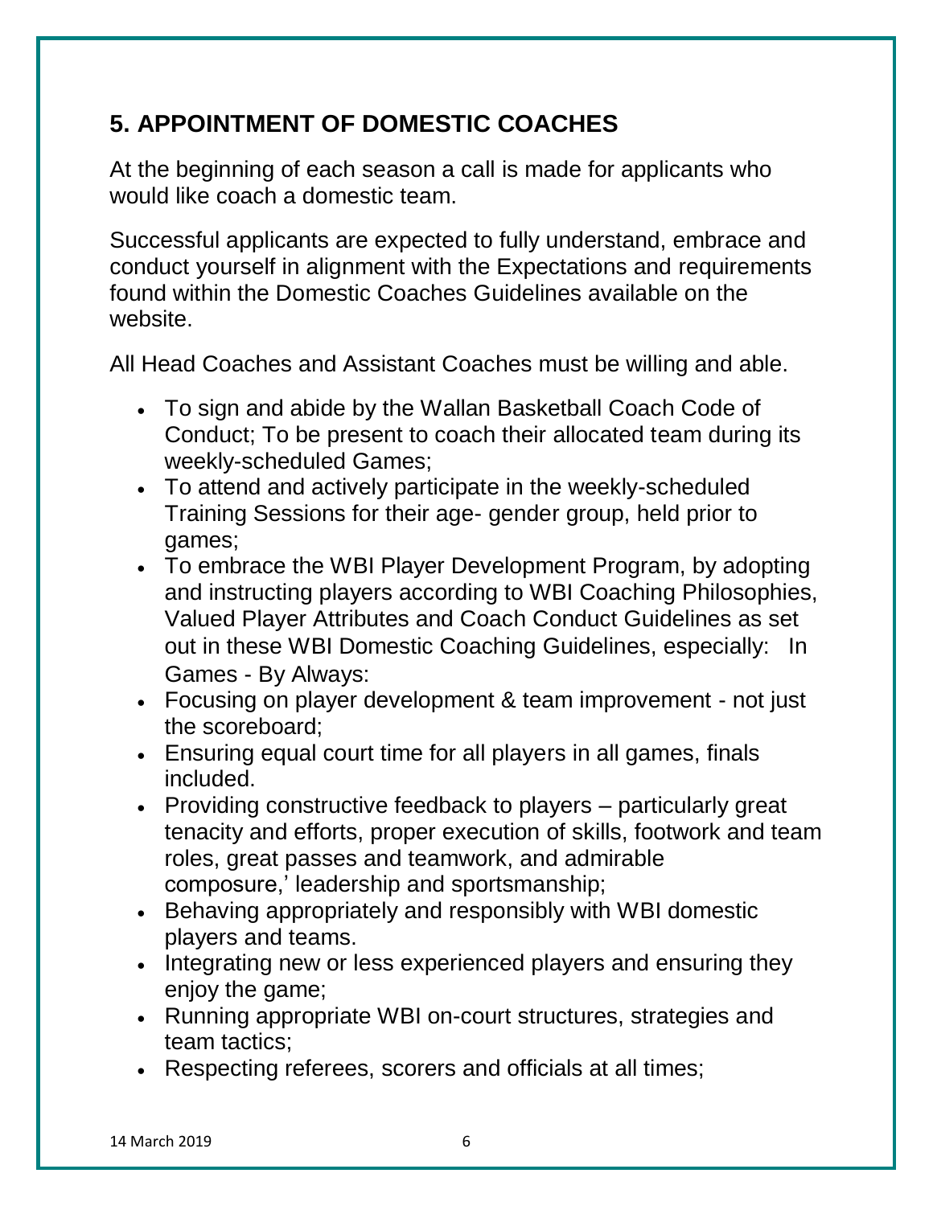## 5. APPOINTMENT OF DOMESTIC COACHES

At the beginning of each season a call is made for applicants who would like coach a domestic team.

Successful applicants are expected to fully understand, embrace and conduct yourself in alignment with the Expectations and requirements found within the Domestic Coaches Guidelines available on the website.

All Head Coaches and Assistant Coaches must be willing and able.

- To sign and abide by the Wallan Basketball Coach Code of Conduct; To be present to coach their allocated team during its weekly-scheduled Games;
- To attend and actively participate in the weekly-scheduled Training Sessions for their age- gender group, held prior to games;
- To embrace the WBI Player Development Program, by adopting and instructing players according to WBI Coaching Philosophies, Valued Player Attributes and Coach Conduct Guidelines as set out in these WBI Domestic Coaching Guidelines, especially: In Games - By Always:
- Focusing on player development & team improvement - not just the scoreboard;
- Ensuring equal court time for all players in all games, finals included.
- Providing constructive feedback to players – particularly great tenacity and efforts, proper execution of skills, footwork and team roles, great passes and teamwork, and admirable composure,' leadership and sportsmanship;
- Behaving appropriately and responsibly with WBI domestic players and teams.
- Integrating new or less experienced players and ensuring they enjoy the game;
- Running appropriate WBI on-court structures, strategies and team tactics;
- Respecting referees, scorers and officials at all times;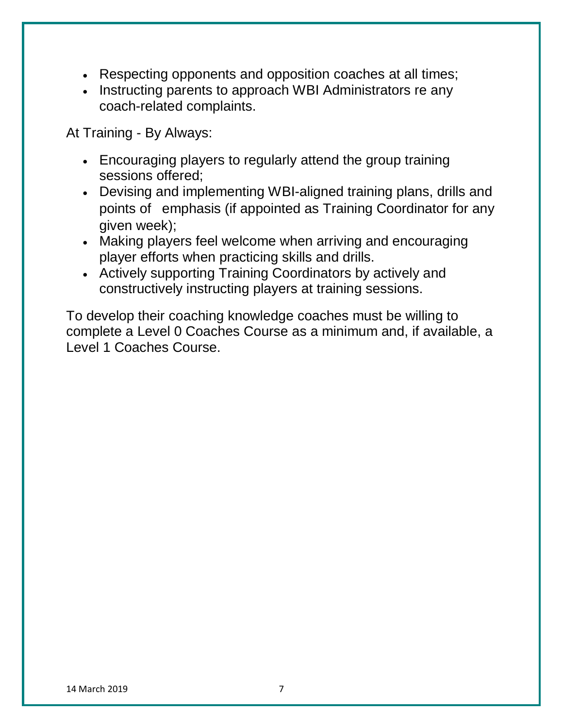- Respecting opponents and opposition coaches at all times;
- Instructing parents to approach WBI Administrators re any coach-related complaints.

At Training - By Always:

- Encouraging players to regularly attend the group training sessions offered;
- Devising and implementing WBI-aligned training plans, drills and points of emphasis (if appointed as Training Coordinator for any given week);
- Making players feel welcome when arriving and encouraging player efforts when practicing skills and drills.
- Actively supporting Training Coordinators by actively and constructively instructing players at training sessions.

To develop their coaching knowledge coaches must be willing to complete a Level 0 Coaches Course as a minimum and, if available, a Level 1 Coaches Course.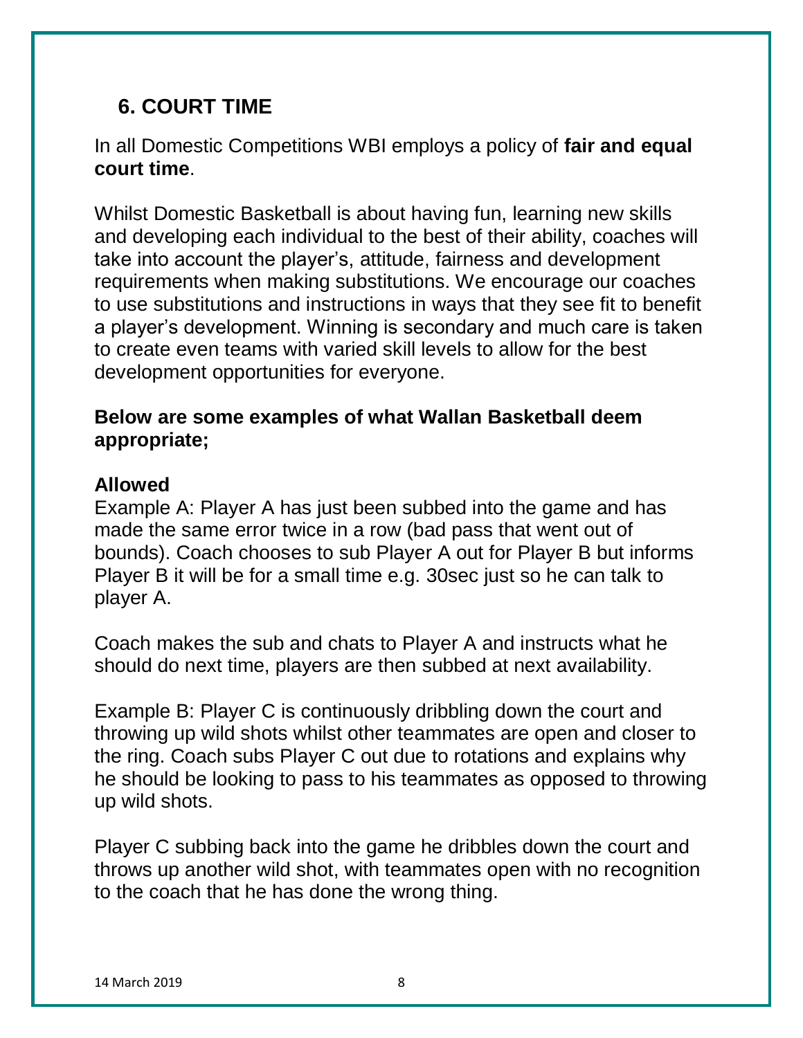## 6. COURT TIME

In all Domestic Competitions WBI employs a policy of **fair and equal court time**.

Whilst Domestic Basketball is about having fun, learning new skills and developing each individual to the best of their ability, coaches will take into account the player's, attitude, fairness and development requirements when making substitutions. We encourage our coaches to use substitutions and instructions in ways that they see fit to benefit a player's development. Winning is secondary and much care is taken to create even teams with varied skill levels to allow for the best development opportunities for everyone.

**Below are some examples of what Wallan Basketball deem appropriate;**

**Allowed**

Example A: Player A has just been subbed into the game and has made the same error twice in a row (bad pass that went out of bounds). Coach chooses to sub Player A out for Player B but informs Player B it will be for a small time e.g. 30sec just so he can talk to player A.

Coach makes the sub and chats to Player A and instructs what he should do next time, players are then subbed at next availability.

Example B: Player C is continuously dribbling down the court and throwing up wild shots whilst other teammates are open and closer to the ring. Coach subs Player C out due to rotations and explains why he should be looking to pass to his teammates as opposed to throwing up wild shots.

Player C subbing back into the game he dribbles down the court and throws up another wild shot, with teammates open with no recognition to the coach that he has done the wrong thing.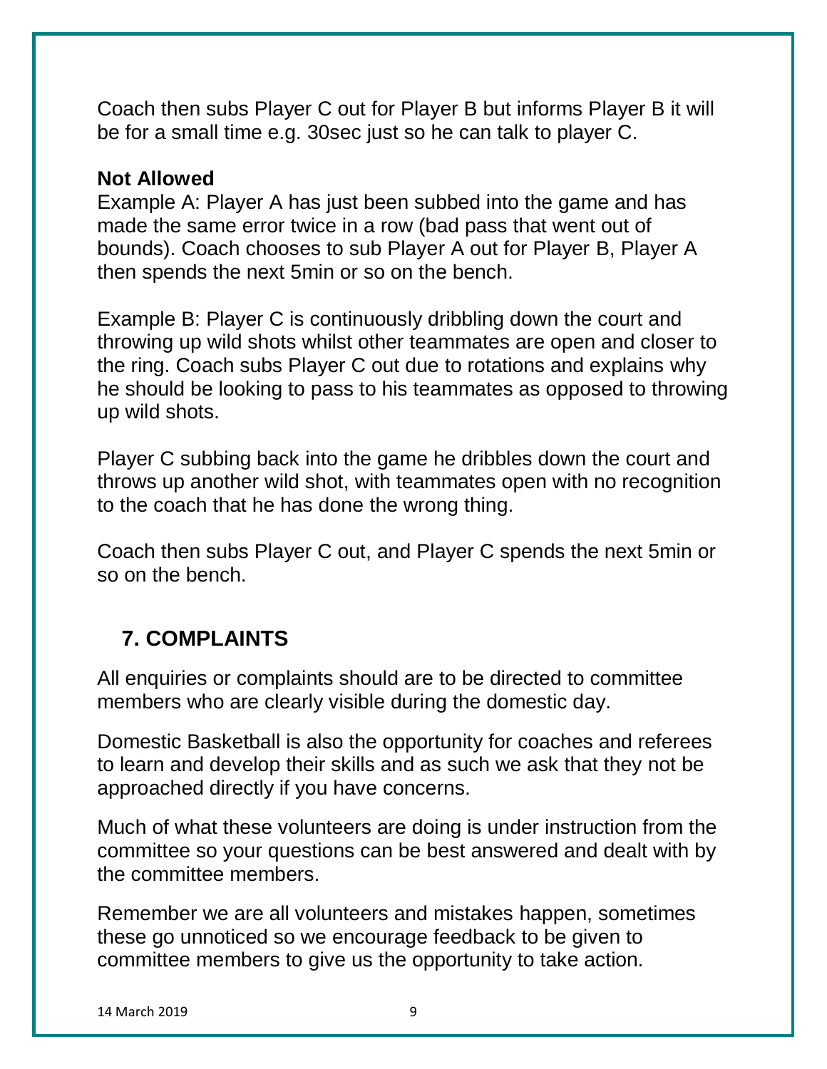Coach then subs Player C out for Player B but informs Player B it will be for a small time e.g. 30sec just so he can talk to player C.

**Not Allowed**

Example A: Player A has just been subbed into the game and has made the same error twice in a row (bad pass that went out of bounds). Coach chooses to sub Player A out for Player B, Player A then spends the next 5min or so on the bench.

Example B: Player C is continuously dribbling down the court and throwing up wild shots whilst other teammates are open and closer to the ring. Coach subs Player C out due to rotations and explains why he should be looking to pass to his teammates as opposed to throwing up wild shots.

Player C subbing back into the game he dribbles down the court and throws up another wild shot, with teammates open with no recognition to the coach that he has done the wrong thing.

Coach then subs Player C out, and Player C spends the next 5min or so on the bench.

## 7. COMPLAINTS

All enquiries or complaints should are to be directed to committee members who are clearly visible during the domestic day.

Domestic Basketball is also the opportunity for coaches and referees to learn and develop their skills and as such we ask that they not be approached directly if you have concerns.

Much of what these volunteers are doing is under instruction from the committee so your questions can be best answered and dealt with by the committee members.

Remember we are all volunteers and mistakes happen, sometimes these go unnoticed so we encourage feedback to be given to committee members to give us the opportunity to take action.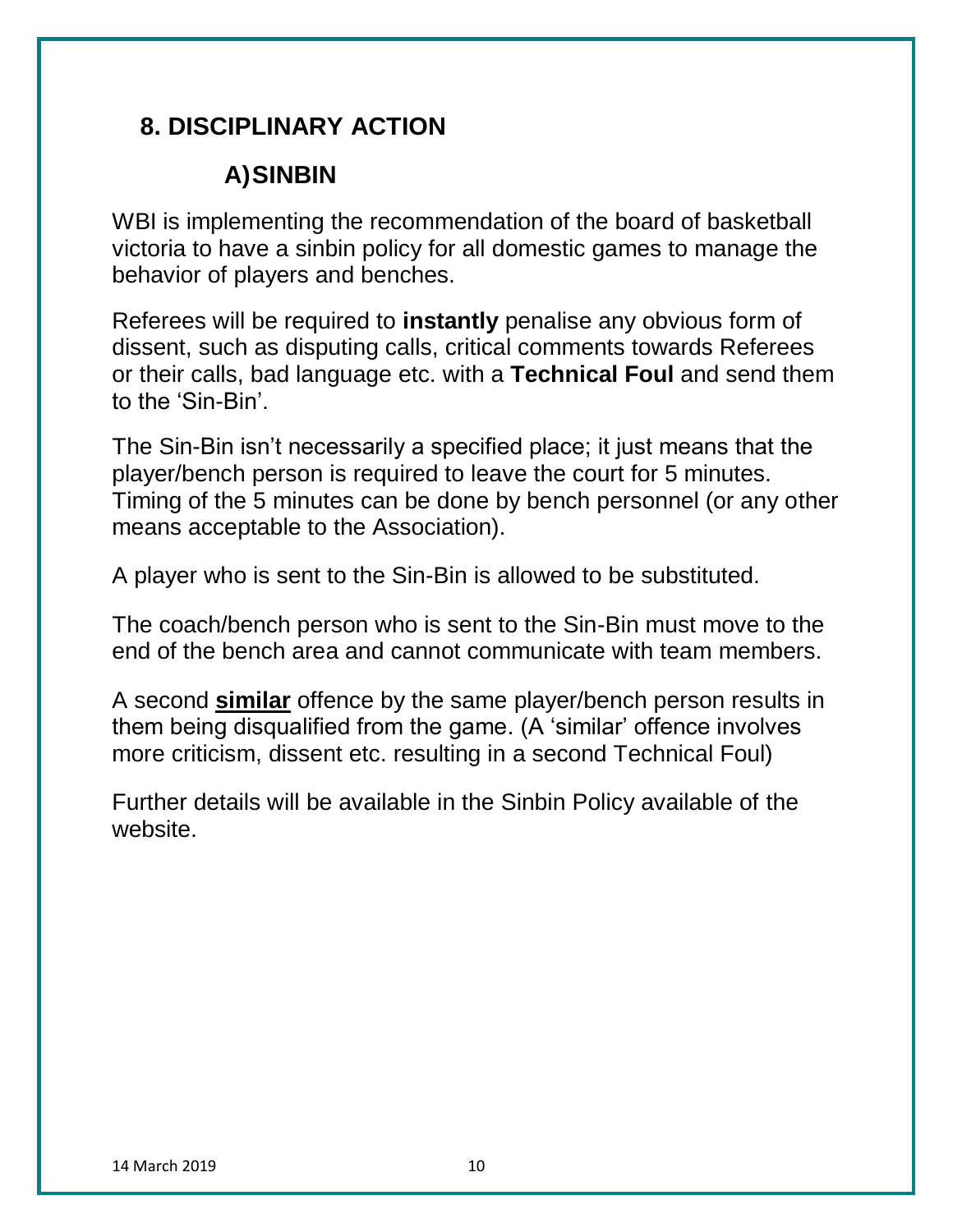## 8. DISCIPLINARY ACTION

### A) SINBIN

WBI is implementing the recommendation of the board of basketball victoria to have a sinbin policy for all domestic games to manage the behavior of players and benches.

Referees will be required to **instantly** penalise any obvious form of dissent, such as disputing calls, critical comments towards Referees or their calls, bad language etc. with a **Technical Foul** and send them to the 'Sin-Bin'.

The Sin-Bin isn't necessarily a specified place; it just means that the player/bench person is required to leave the court for 5 minutes. Timing of the 5 minutes can be done by bench personnel (or any other means acceptable to the Association).

A player who is sent to the Sin-Bin is allowed to be substituted.

The coach/bench person who is sent to the Sin-Bin must move to the end of the bench area and cannot communicate with team members.

A second <u>**similar**</u> offence by the same player/bench person results in them being disqualified from the game. (A 'similar' offence involves more criticism, dissent etc. resulting in a second Technical Foul)

Further details will be available in the Sinbin Policy available of the website.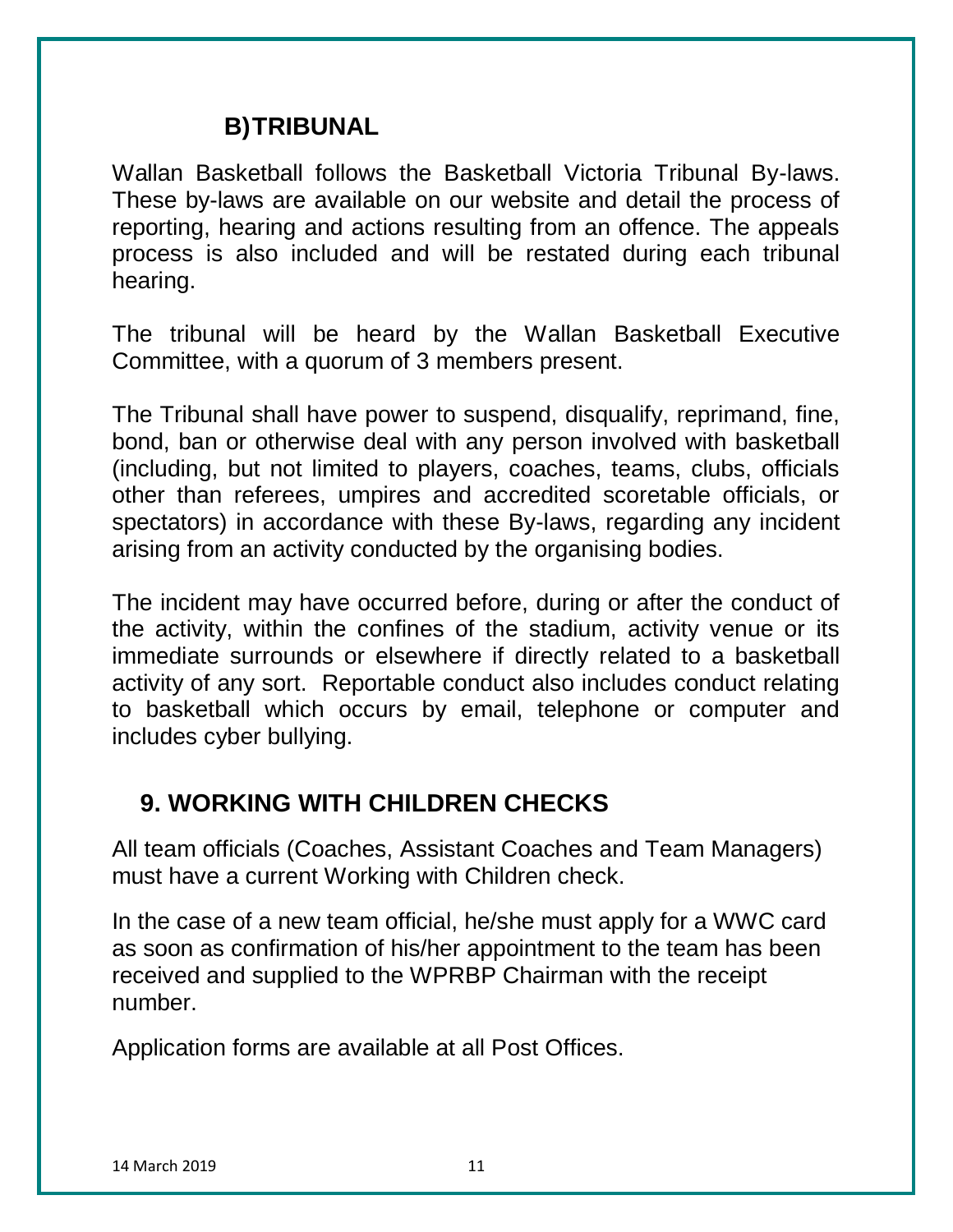## B) TRIBUNAL

Wallan Basketball follows the Basketball Victoria Tribunal By-laws. These by-laws are available on our website and detail the process of reporting, hearing and actions resulting from an offence. The appeals process is also included and will be restated during each tribunal hearing.

The tribunal will be heard by the Wallan Basketball Executive Committee, with a quorum of 3 members present.

The Tribunal shall have power to suspend, disqualify, reprimand, fine, bond, ban or otherwise deal with any person involved with basketball (including, but not limited to players, coaches, teams, clubs, officials other than referees, umpires and accredited scoretable officials, or spectators) in accordance with these By-laws, regarding any incident arising from an activity conducted by the organising bodies.

The incident may have occurred before, during or after the conduct of the activity, within the confines of the stadium, activity venue or its immediate surrounds or elsewhere if directly related to a basketball activity of any sort. Reportable conduct also includes conduct relating to basketball which occurs by email, telephone or computer and includes cyber bullying.

# 9. WORKING WITH CHILDREN CHECKS

All team officials (Coaches, Assistant Coaches and Team Managers) must have a current Working with Children check.

In the case of a new team official, he/she must apply for a WWC card as soon as confirmation of his/her appointment to the team has been received and supplied to the WPRBP Chairman with the receipt number.

Application forms are available at all Post Offices.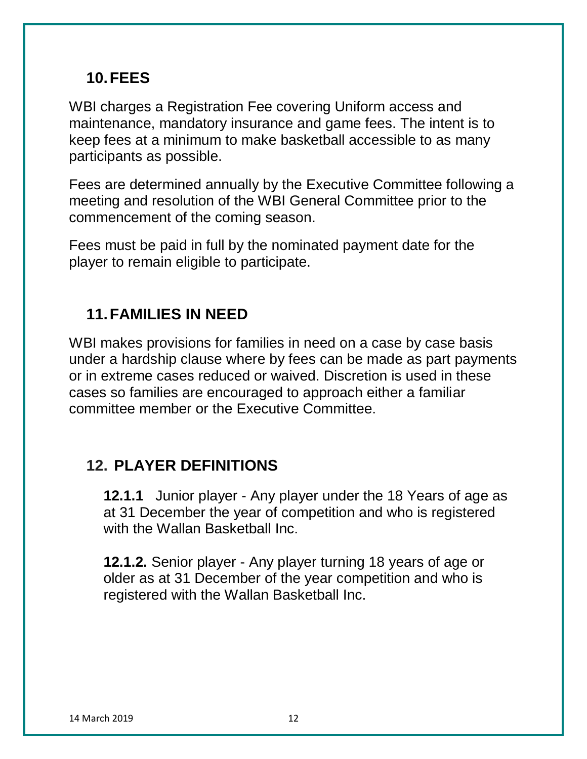## 10. FEES

WBI charges a Registration Fee covering Uniform access and maintenance, mandatory insurance and game fees. The intent is to keep fees at a minimum to make basketball accessible to as many participants as possible.

Fees are determined annually by the Executive Committee following a meeting and resolution of the WBI General Committee prior to the commencement of the coming season.

Fees must be paid in full by the nominated payment date for the player to remain eligible to participate.

## 11. FAMILIES IN NEED

WBI makes provisions for families in need on a case by case basis under a hardship clause where by fees can be made as part payments or in extreme cases reduced or waived. Discretion is used in these cases so families are encouraged to approach either a familiar committee member or the Executive Committee.

## 12. PLAYER DEFINITIONS

**12.1.1** Junior player - Any player under the 18 Years of age as at 31 December the year of competition and who is registered with the Wallan Basketball Inc.

**12.1.2.** Senior player - Any player turning 18 years of age or older as at 31 December of the year competition and who is registered with the Wallan Basketball Inc.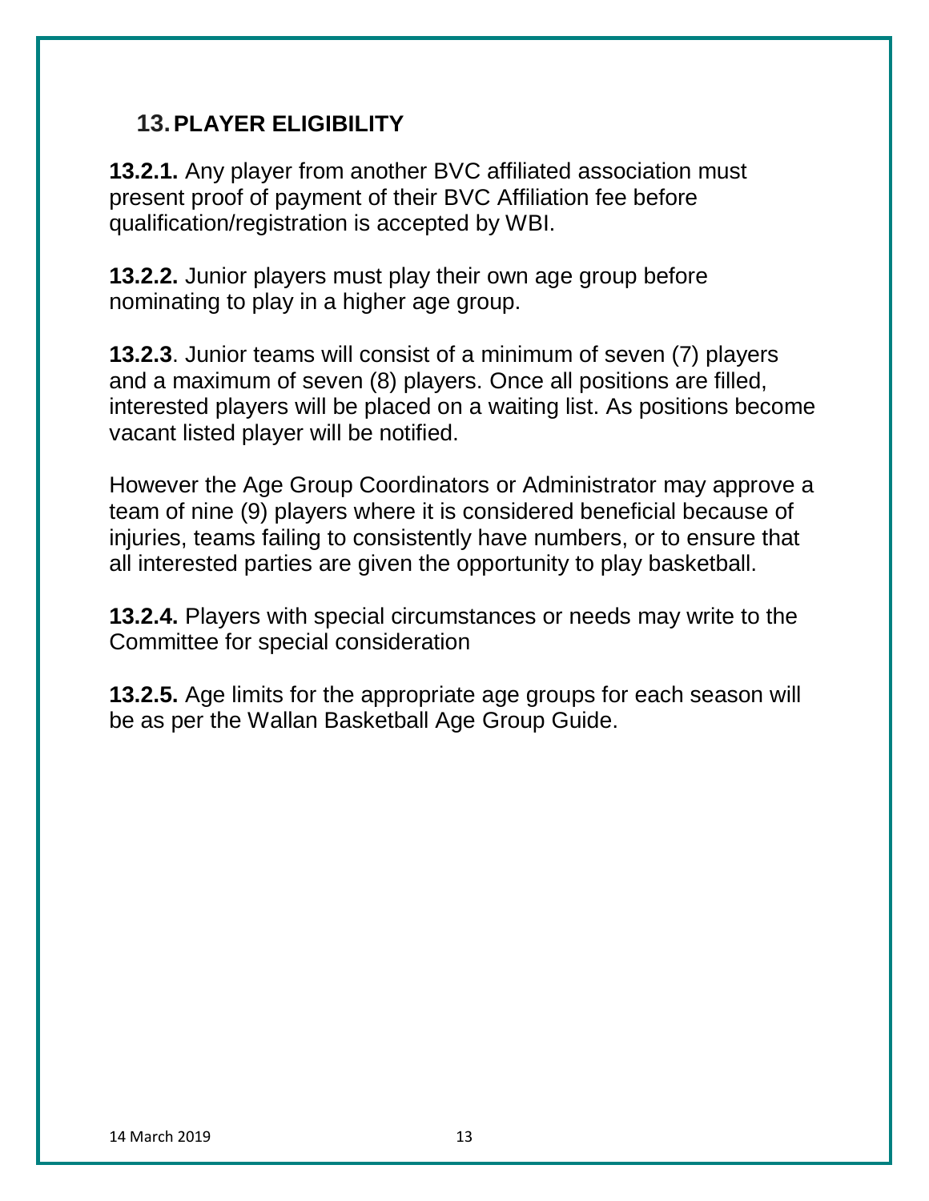## 13. PLAYER ELIGIBILITY

**13.2.1.** Any player from another BVC affiliated association must present proof of payment of their BVC Affiliation fee before qualification/registration is accepted by WBI.

**13.2.2.** Junior players must play their own age group before nominating to play in a higher age group.

**13.2.3**. Junior teams will consist of a minimum of seven (7) players and a maximum of seven (8) players. Once all positions are filled, interested players will be placed on a waiting list. As positions become vacant listed player will be notified.

However the Age Group Coordinators or Administrator may approve a team of nine (9) players where it is considered beneficial because of injuries, teams failing to consistently have numbers, or to ensure that all interested parties are given the opportunity to play basketball.

**13.2.4.** Players with special circumstances or needs may write to the Committee for special consideration

**13.2.5.** Age limits for the appropriate age groups for each season will be as per the Wallan Basketball Age Group Guide.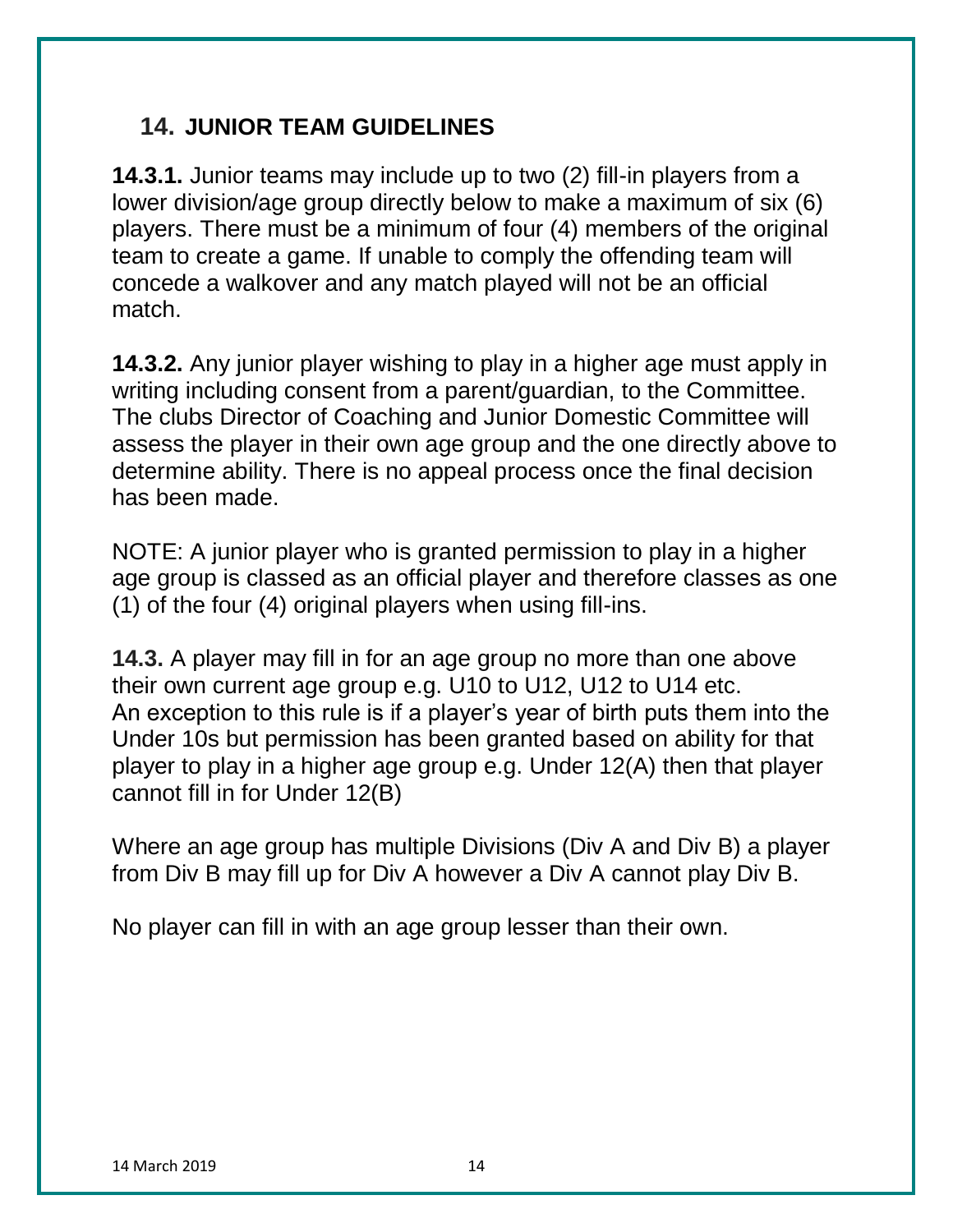## 14. JUNIOR TEAM GUIDELINES

**14.3.1.** Junior teams may include up to two (2) fill-in players from a lower division/age group directly below to make a maximum of six (6) players. There must be a minimum of four (4) members of the original team to create a game. If unable to comply the offending team will concede a walkover and any match played will not be an official match.

**14.3.2.** Any junior player wishing to play in a higher age must apply in writing including consent from a parent/guardian, to the Committee. The clubs Director of Coaching and Junior Domestic Committee will assess the player in their own age group and the one directly above to determine ability. There is no appeal process once the final decision has been made.

NOTE: A junior player who is granted permission to play in a higher age group is classed as an official player and therefore classes as one (1) of the four (4) original players when using fill-ins.

**14.3.** A player may fill in for an age group no more than one above their own current age group e.g. U10 to U12, U12 to U14 etc.
An exception to this rule is if a player's year of birth puts them into the Under 10s but permission has been granted based on ability for that player to play in a higher age group e.g. Under 12(A) then that player cannot fill in for Under 12(B)

Where an age group has multiple Divisions (Div A and Div B) a player from Div B may fill up for Div A however a Div A cannot play Div B.

No player can fill in with an age group lesser than their own.

14 March 2019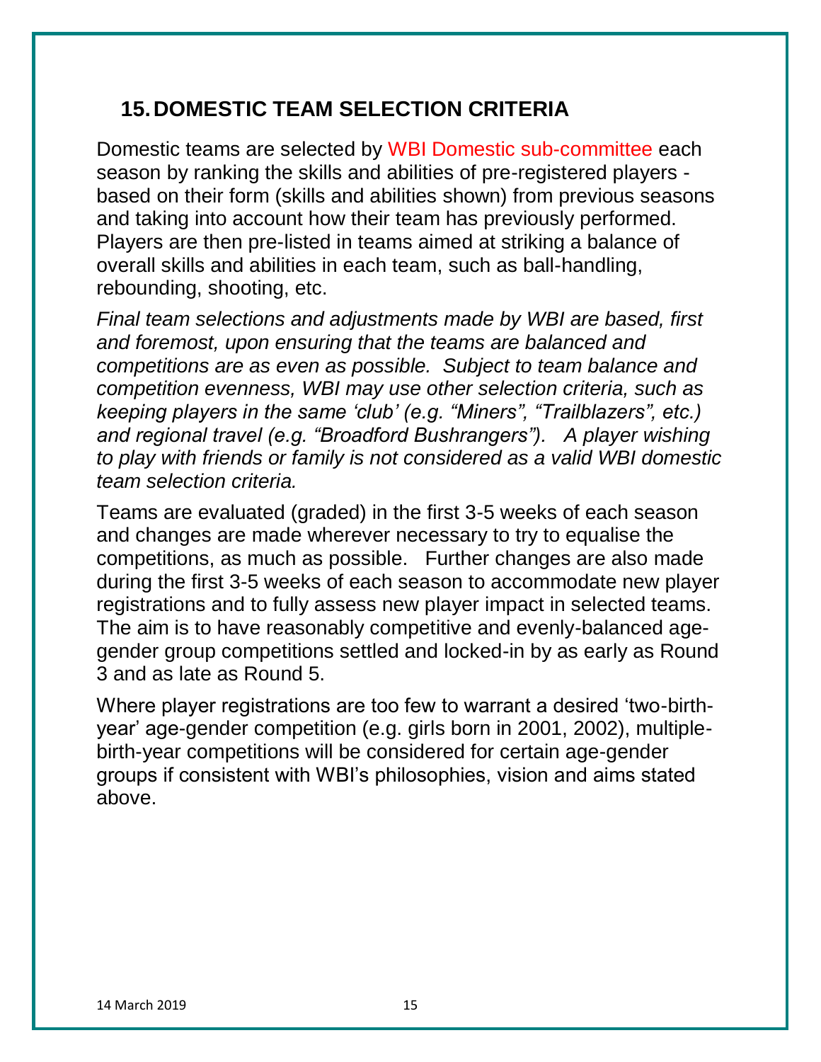## 15. DOMESTIC TEAM SELECTION CRITERIA

Domestic teams are selected by WBI Domestic sub-committee each season by ranking the skills and abilities of pre-registered players - based on their form (skills and abilities shown) from previous seasons and taking into account how their team has previously performed. Players are then pre-listed in teams aimed at striking a balance of overall skills and abilities in each team, such as ball-handling, rebounding, shooting, etc.

*Final team selections and adjustments made by WBI are based, first and foremost, upon ensuring that the teams are balanced and competitions are as even as possible. Subject to team balance and competition evenness, WBI may use other selection criteria, such as keeping players in the same 'club' (e.g. "Miners", "Trailblazers", etc.) and regional travel (e.g. "Broadford Bushrangers"). A player wishing to play with friends or family is not considered as a valid WBI domestic team selection criteria.*

Teams are evaluated (graded) in the first 3-5 weeks of each season and changes are made wherever necessary to try to equalise the competitions, as much as possible. Further changes are also made during the first 3-5 weeks of each season to accommodate new player registrations and to fully assess new player impact in selected teams. The aim is to have reasonably competitive and evenly-balanced age-gender group competitions settled and locked-in by as early as Round 3 and as late as Round 5.

Where player registrations are too few to warrant a desired 'two-birth-year' age-gender competition (e.g. girls born in 2001, 2002), multiple-birth-year competitions will be considered for certain age-gender groups if consistent with WBI's philosophies, vision and aims stated above.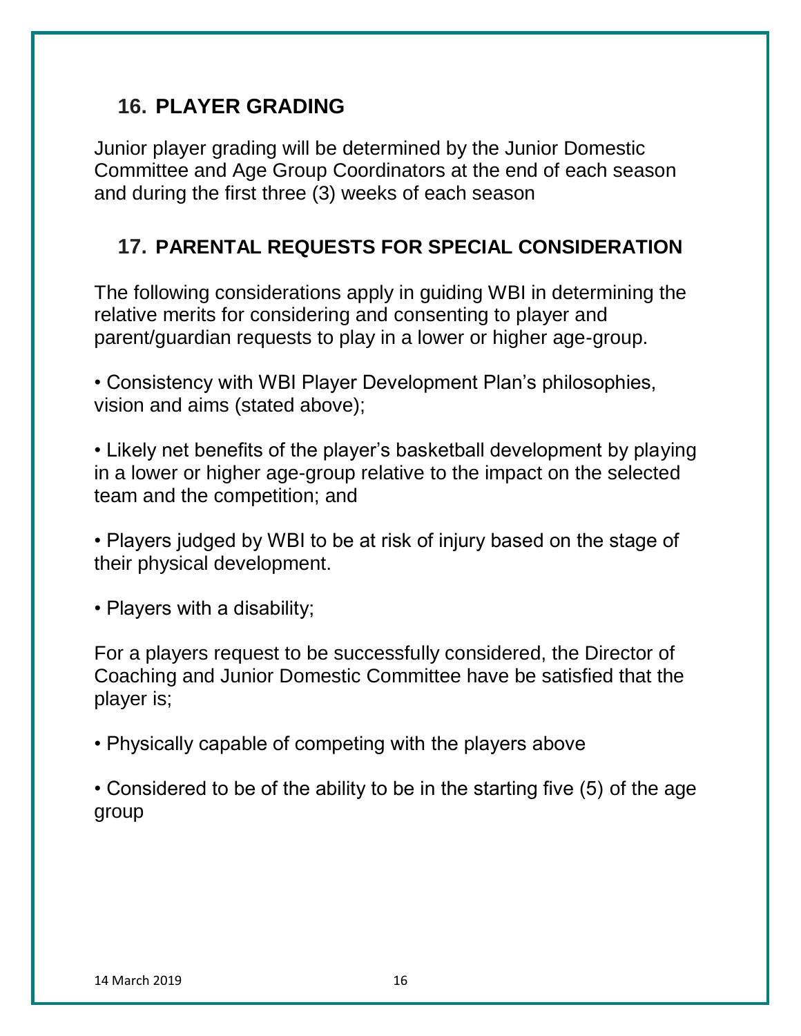## 16. PLAYER GRADING

Junior player grading will be determined by the Junior Domestic Committee and Age Group Coordinators at the end of each season and during the first three (3) weeks of each season

## 17. PARENTAL REQUESTS FOR SPECIAL CONSIDERATION

The following considerations apply in guiding WBI in determining the relative merits for considering and consenting to player and parent/guardian requests to play in a lower or higher age-group.

• Consistency with WBI Player Development Plan's philosophies, vision and aims (stated above);

• Likely net benefits of the player's basketball development by playing in a lower or higher age-group relative to the impact on the selected team and the competition; and

• Players judged by WBI to be at risk of injury based on the stage of their physical development.

• Players with a disability;

For a players request to be successfully considered, the Director of Coaching and Junior Domestic Committee have be satisfied that the player is;

• Physically capable of competing with the players above

• Considered to be of the ability to be in the starting five (5) of the age group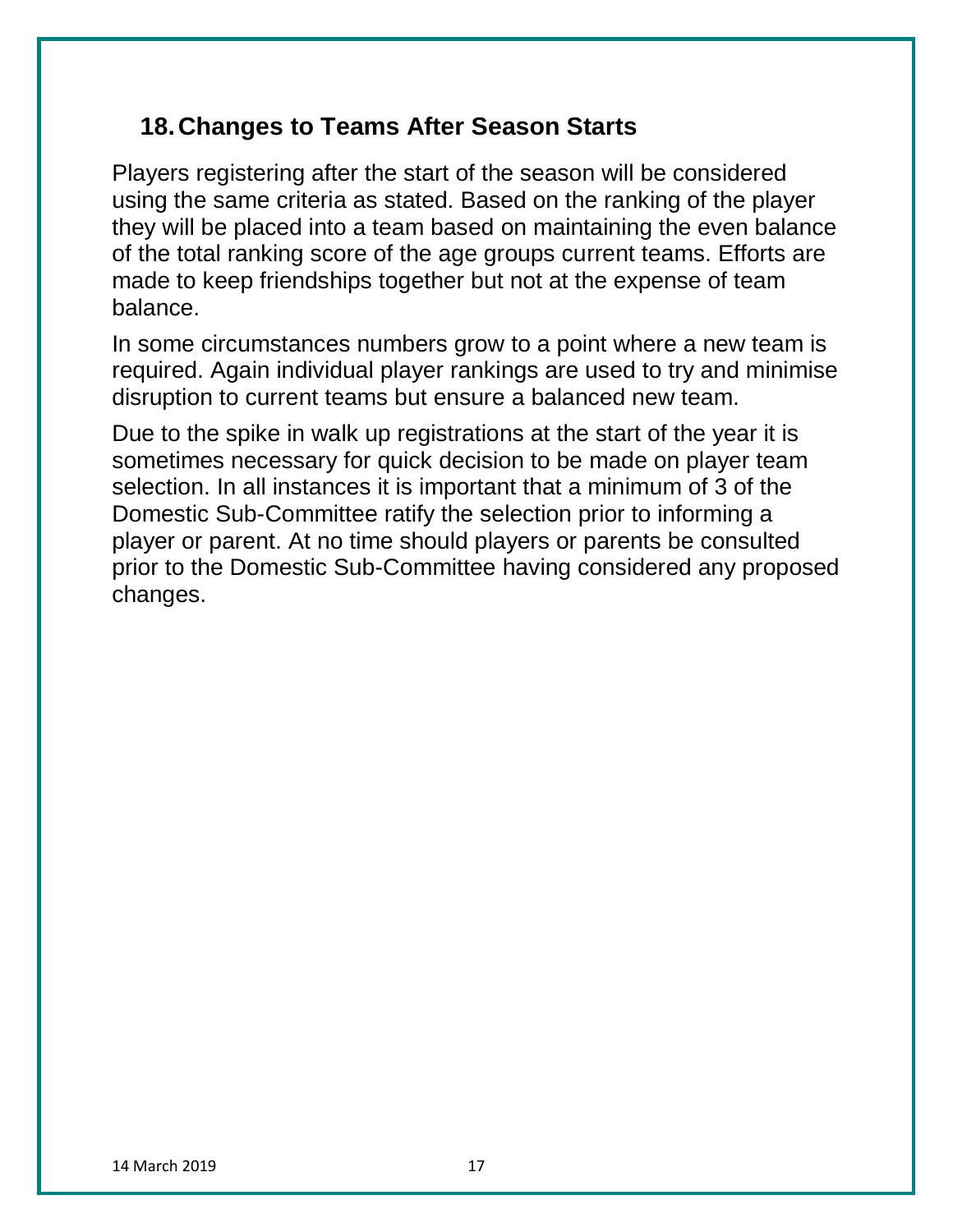## 18. Changes to Teams After Season Starts

Players registering after the start of the season will be considered using the same criteria as stated. Based on the ranking of the player they will be placed into a team based on maintaining the even balance of the total ranking score of the age groups current teams. Efforts are made to keep friendships together but not at the expense of team balance.

In some circumstances numbers grow to a point where a new team is required. Again individual player rankings are used to try and minimise disruption to current teams but ensure a balanced new team.

Due to the spike in walk up registrations at the start of the year it is sometimes necessary for quick decision to be made on player team selection. In all instances it is important that a minimum of 3 of the Domestic Sub-Committee ratify the selection prior to informing a player or parent. At no time should players or parents be consulted prior to the Domestic Sub-Committee having considered any proposed changes.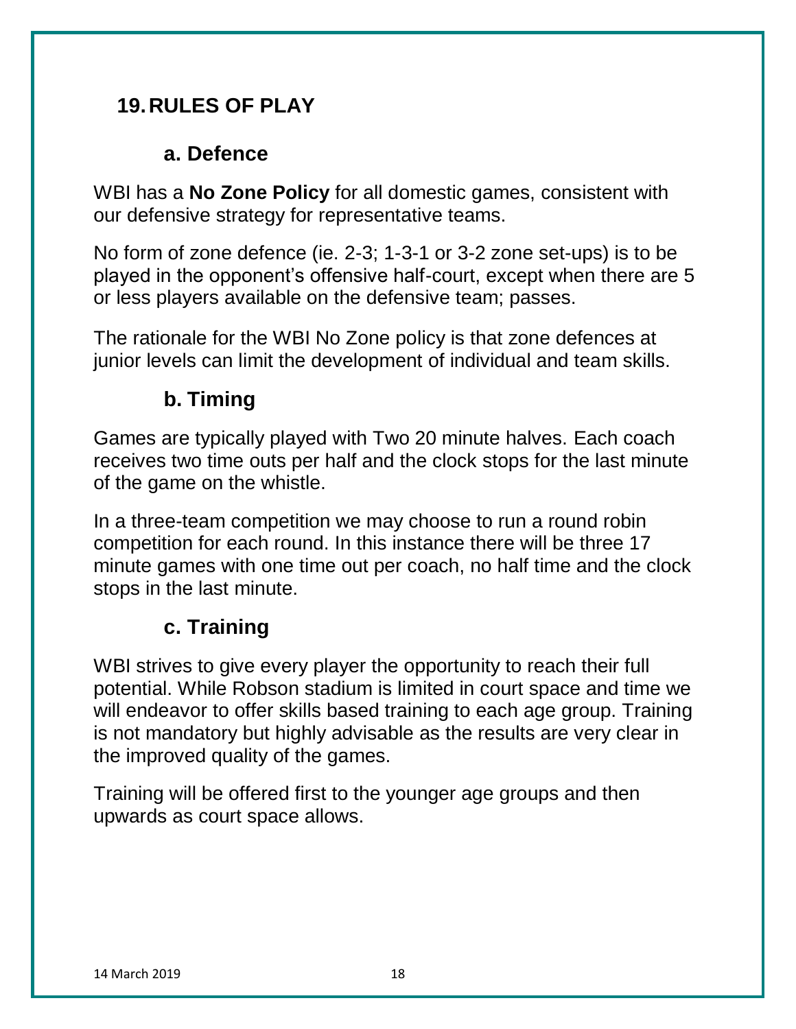# 19. RULES OF PLAY

## a. Defence

WBI has a **No Zone Policy** for all domestic games, consistent with our defensive strategy for representative teams.

No form of zone defence (ie. 2-3; 1-3-1 or 3-2 zone set-ups) is to be played in the opponent's offensive half-court, except when there are 5 or less players available on the defensive team; passes.

The rationale for the WBI No Zone policy is that zone defences at junior levels can limit the development of individual and team skills.

## b. Timing

Games are typically played with Two 20 minute halves. Each coach receives two time outs per half and the clock stops for the last minute of the game on the whistle.

In a three-team competition we may choose to run a round robin competition for each round. In this instance there will be three 17 minute games with one time out per coach, no half time and the clock stops in the last minute.

## c. Training

WBI strives to give every player the opportunity to reach their full potential. While Robson stadium is limited in court space and time we will endeavor to offer skills based training to each age group. Training is not mandatory but highly advisable as the results are very clear in the improved quality of the games.

Training will be offered first to the younger age groups and then upwards as court space allows.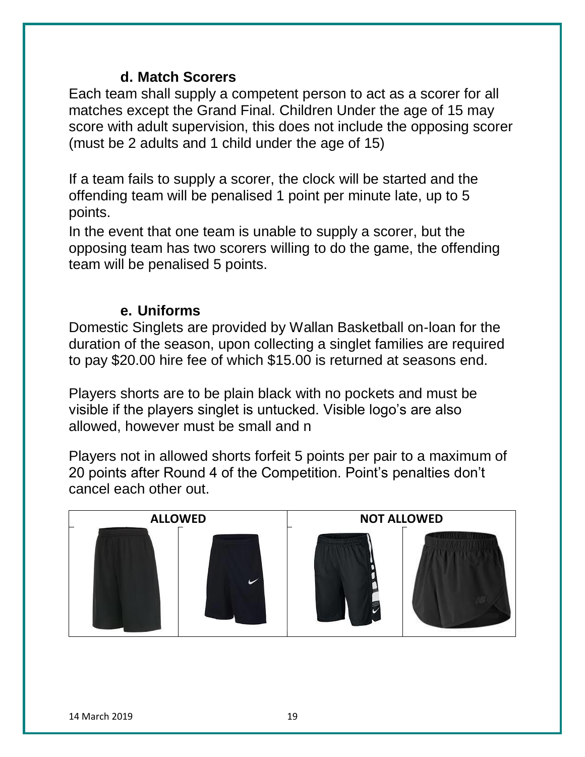### d. Match Scorers

Each team shall supply a competent person to act as a scorer for all matches except the Grand Final. Children Under the age of 15 may score with adult supervision, this does not include the opposing scorer (must be 2 adults and 1 child under the age of 15)

If a team fails to supply a scorer, the clock will be started and the offending team will be penalised 1 point per minute late, up to 5 points.

In the event that one team is unable to supply a scorer, but the opposing team has two scorers willing to do the game, the offending team will be penalised 5 points.

### e. Uniforms

Domestic Singlets are provided by Wallan Basketball on-loan for the duration of the season, upon collecting a singlet families are required to pay $20.00 hire fee of which $15.00 is returned at seasons end.

Players shorts are to be plain black with no pockets and must be visible if the players singlet is untucked. Visible logo's are also allowed, however must be small and n

Players not in allowed shorts forfeit 5 points per pair to a maximum of 20 points after Round 4 of the Competition. Point's penalties don't cancel each other out.

| ALLOWED | | NOT ALLOWED | |
|---|---|---|---|
| | | | |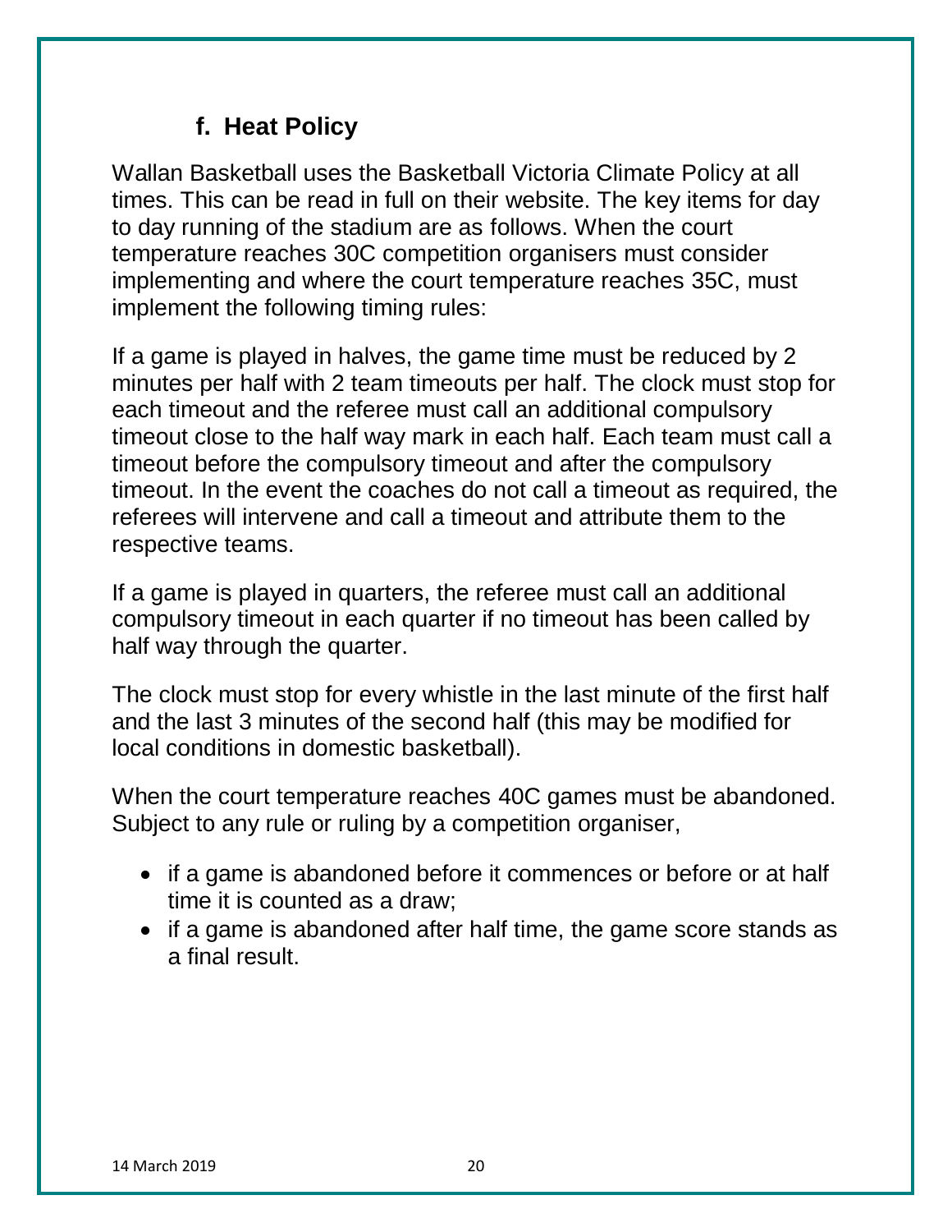### f. Heat Policy

Wallan Basketball uses the Basketball Victoria Climate Policy at all times. This can be read in full on their website. The key items for day to day running of the stadium are as follows. When the court temperature reaches 30C competition organisers must consider implementing and where the court temperature reaches 35C, must implement the following timing rules:

If a game is played in halves, the game time must be reduced by 2 minutes per half with 2 team timeouts per half. The clock must stop for each timeout and the referee must call an additional compulsory timeout close to the half way mark in each half. Each team must call a timeout before the compulsory timeout and after the compulsory timeout. In the event the coaches do not call a timeout as required, the referees will intervene and call a timeout and attribute them to the respective teams.

If a game is played in quarters, the referee must call an additional compulsory timeout in each quarter if no timeout has been called by half way through the quarter.

The clock must stop for every whistle in the last minute of the first half and the last 3 minutes of the second half (this may be modified for local conditions in domestic basketball).

When the court temperature reaches 40C games must be abandoned. Subject to any rule or ruling by a competition organiser,

- if a game is abandoned before it commences or before or at half time it is counted as a draw;
- if a game is abandoned after half time, the game score stands as a final result.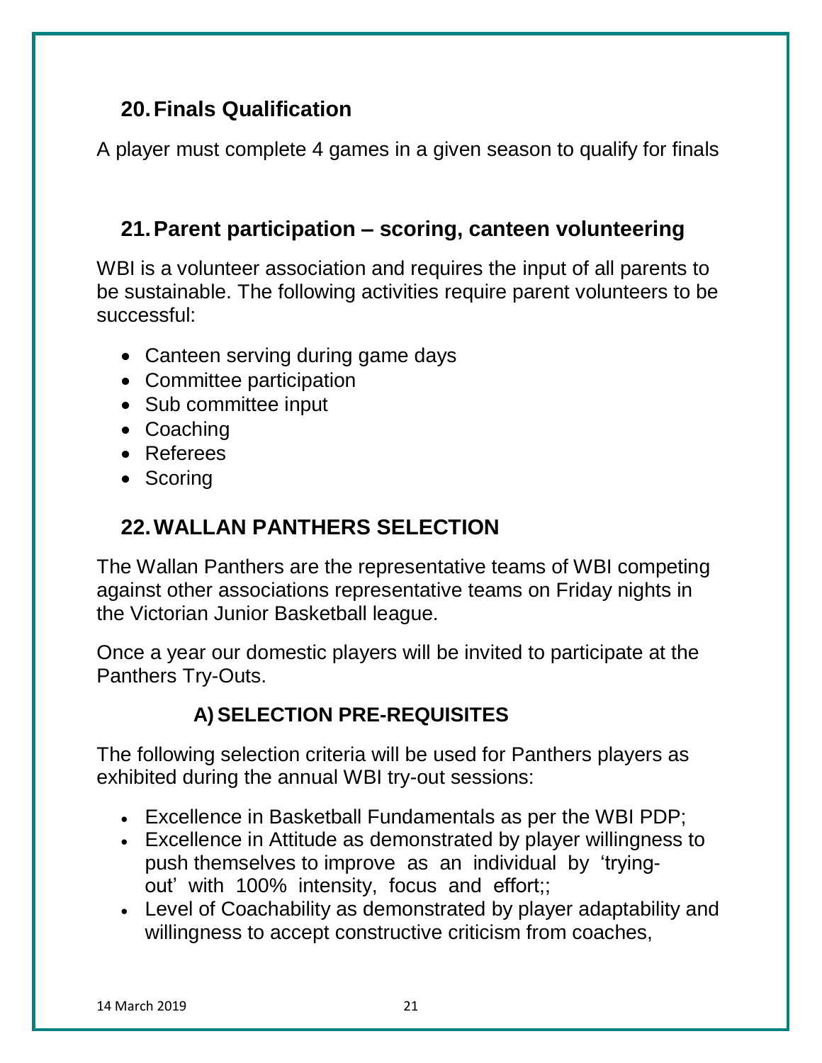## 20. Finals Qualification

A player must complete 4 games in a given season to qualify for finals

## 21. Parent participation – scoring, canteen volunteering

WBI is a volunteer association and requires the input of all parents to be sustainable. The following activities require parent volunteers to be successful:

- Canteen serving during game days
- Committee participation
- Sub committee input
- Coaching
- Referees
- Scoring

## 22. WALLAN PANTHERS SELECTION

The Wallan Panthers are the representative teams of WBI competing against other associations representative teams on Friday nights in the Victorian Junior Basketball league.

Once a year our domestic players will be invited to participate at the Panthers Try-Outs.

### A) SELECTION PRE-REQUISITES

The following selection criteria will be used for Panthers players as exhibited during the annual WBI try-out sessions:

- Excellence in Basketball Fundamentals as per the WBI PDP;
- Excellence in Attitude as demonstrated by player willingness to push themselves to improve as an individual by 'trying-out' with 100% intensity, focus and effort;;
- Level of Coachability as demonstrated by player adaptability and willingness to accept constructive criticism from coaches,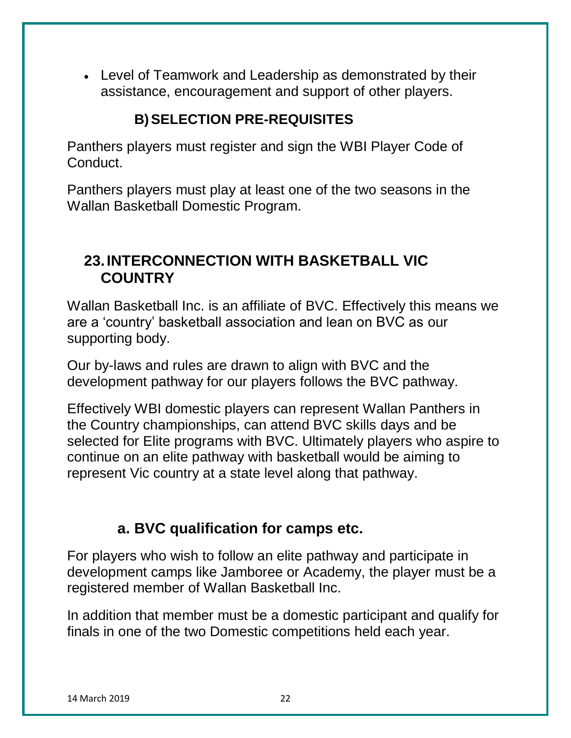- Level of Teamwork and Leadership as demonstrated by their assistance, encouragement and support of other players.

### B) SELECTION PRE-REQUISITES

Panthers players must register and sign the WBI Player Code of Conduct.

Panthers players must play at least one of the two seasons in the Wallan Basketball Domestic Program.

## 23. INTERCONNECTION WITH BASKETBALL VIC COUNTRY

Wallan Basketball Inc. is an affiliate of BVC. Effectively this means we are a 'country' basketball association and lean on BVC as our supporting body.

Our by-laws and rules are drawn to align with BVC and the development pathway for our players follows the BVC pathway.

Effectively WBI domestic players can represent Wallan Panthers in the Country championships, can attend BVC skills days and be selected for Elite programs with BVC. Ultimately players who aspire to continue on an elite pathway with basketball would be aiming to represent Vic country at a state level along that pathway.

### a. BVC qualification for camps etc.

For players who wish to follow an elite pathway and participate in development camps like Jamboree or Academy, the player must be a registered member of Wallan Basketball Inc.

In addition that member must be a domestic participant and qualify for finals in one of the two Domestic competitions held each year.